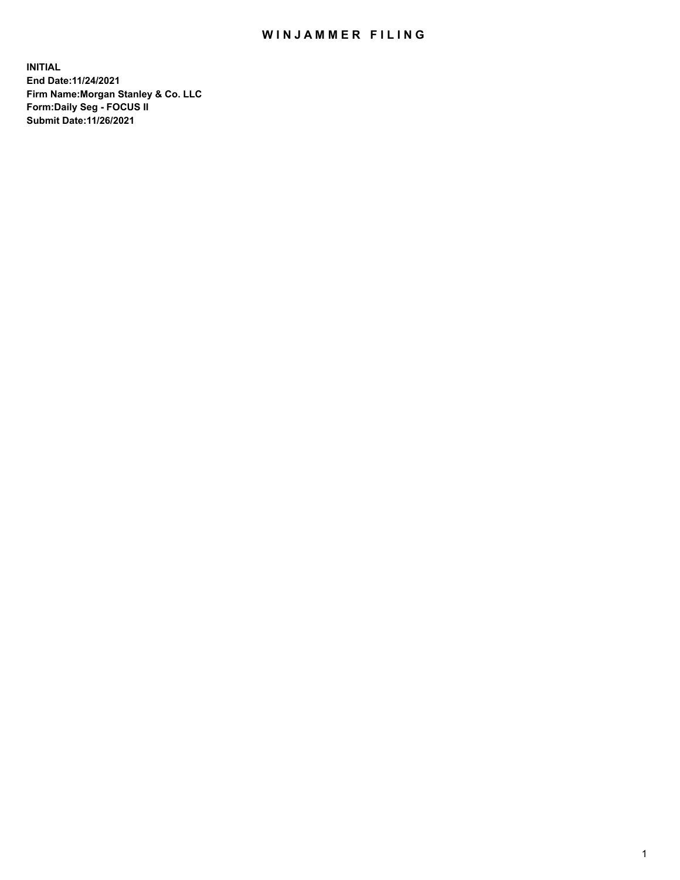# WINJAMMER FILING

**INITIAL**
**End Date:11/24/2021**
**Firm Name:Morgan Stanley & Co. LLC**
**Form:Daily Seg - FOCUS II**
**Submit Date:11/26/2021**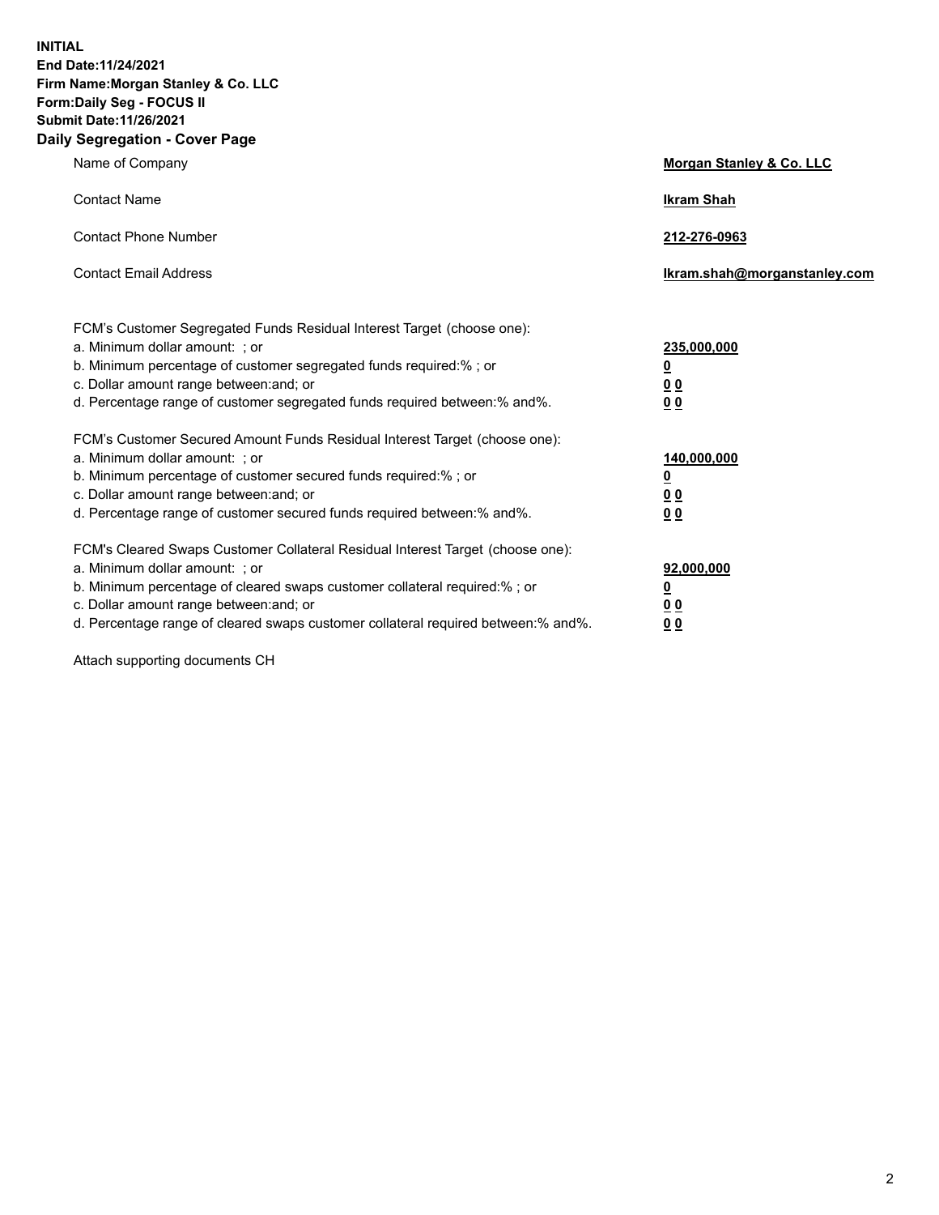**INITIAL**
**End Date:11/24/2021**
**Firm Name:Morgan Stanley & Co. LLC**
**Form:Daily Seg - FOCUS II**
**Submit Date:11/26/2021**
**Daily Segregation - Cover Page**

| | |
|---|---|
| Name of Company | **Morgan Stanley & Co. LLC** |
| Contact Name | **Ikram Shah** |
| Contact Phone Number | **212-276-0963** |
| Contact Email Address | **Ikram.shah@morganstanley.com** |

| | |
|---|---|
| FCM's Customer Segregated Funds Residual Interest Target (choose one): | |
| a. Minimum dollar amount: ; or | **235,000,000** |
| b. Minimum percentage of customer segregated funds required:% ; or | **0** |
| c. Dollar amount range between:and; or | **0 0** |
| d. Percentage range of customer segregated funds required between:% and%. | **0 0** |
| FCM's Customer Secured Amount Funds Residual Interest Target (choose one): | |
| a. Minimum dollar amount: ; or | **140,000,000** |
| b. Minimum percentage of customer secured funds required:% ; or | **0** |
| c. Dollar amount range between:and; or | **0 0** |
| d. Percentage range of customer secured funds required between:% and%. | **0 0** |
| FCM's Cleared Swaps Customer Collateral Residual Interest Target (choose one): | |
| a. Minimum dollar amount: ; or | **92,000,000** |
| b. Minimum percentage of cleared swaps customer collateral required:% ; or | **0** |
| c. Dollar amount range between:and; or | **0 0** |
| d. Percentage range of cleared swaps customer collateral required between:% and%. | **0 0** |

Attach supporting documents CH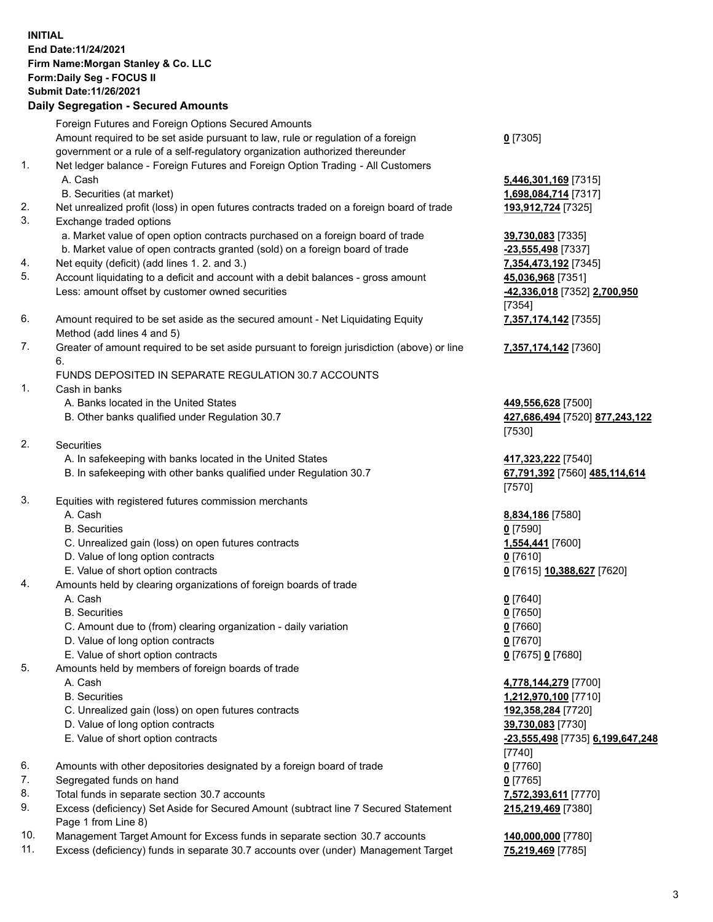**INITIAL**
**End Date:11/24/2021**
**Firm Name:Morgan Stanley & Co. LLC**
**Form:Daily Seg - FOCUS II**
**Submit Date:11/26/2021**

## Daily Segregation - Secured Amounts

| | | |
|---|---|---|
| | Foreign Futures and Foreign Options Secured Amounts | |
| | Amount required to be set aside pursuant to law, rule or regulation of a foreign government or a rule of a self-regulatory organization authorized thereunder | **0** [7305] |
| 1. | Net ledger balance - Foreign Futures and Foreign Option Trading - All Customers | |
| | A. Cash | **5,446,301,169** [7315] |
| | B. Securities (at market) | **1,698,084,714** [7317] |
| 2. | Net unrealized profit (loss) in open futures contracts traded on a foreign board of trade | **193,912,724** [7325] |
| 3. | Exchange traded options | |
| | a. Market value of open option contracts purchased on a foreign board of trade | **39,730,083** [7335] |
| | b. Market value of open contracts granted (sold) on a foreign board of trade | **-23,555,498** [7337] |
| 4. | Net equity (deficit) (add lines 1. 2. and 3.) | **7,354,473,192** [7345] |
| 5. | Account liquidating to a deficit and account with a debit balances - gross amount | **45,036,968** [7351] |
| | Less: amount offset by customer owned securities | **-42,336,018** [7352] **2,700,950** [7354] |
| 6. | Amount required to be set aside as the secured amount - Net Liquidating Equity Method (add lines 4 and 5) | **7,357,174,142** [7355] |
| 7. | Greater of amount required to be set aside pursuant to foreign jurisdiction (above) or line 6. | **7,357,174,142** [7360] |
| | FUNDS DEPOSITED IN SEPARATE REGULATION 30.7 ACCOUNTS | |
| 1. | Cash in banks | |
| | A. Banks located in the United States | **449,556,628** [7500] |
| | B. Other banks qualified under Regulation 30.7 | **427,686,494** [7520] **877,243,122** [7530] |
| 2. | Securities | |
| | A. In safekeeping with banks located in the United States | **417,323,222** [7540] |
| | B. In safekeeping with other banks qualified under Regulation 30.7 | **67,791,392** [7560] **485,114,614** [7570] |
| 3. | Equities with registered futures commission merchants | |
| | A. Cash | **8,834,186** [7580] |
| | B. Securities | **0** [7590] |
| | C. Unrealized gain (loss) on open futures contracts | **1,554,441** [7600] |
| | D. Value of long option contracts | **0** [7610] |
| | E. Value of short option contracts | **0** [7615] **10,388,627** [7620] |
| 4. | Amounts held by clearing organizations of foreign boards of trade | |
| | A. Cash | **0** [7640] |
| | B. Securities | **0** [7650] |
| | C. Amount due to (from) clearing organization - daily variation | **0** [7660] |
| | D. Value of long option contracts | **0** [7670] |
| | E. Value of short option contracts | **0** [7675] **0** [7680] |
| 5. | Amounts held by members of foreign boards of trade | |
| | A. Cash | **4,778,144,279** [7700] |
| | B. Securities | **1,212,970,100** [7710] |
| | C. Unrealized gain (loss) on open futures contracts | **192,358,284** [7720] |
| | D. Value of long option contracts | **39,730,083** [7730] |
| | E. Value of short option contracts | **-23,555,498** [7735] **6,199,647,248** [7740] |
| 6. | Amounts with other depositories designated by a foreign board of trade | **0** [7760] |
| 7. | Segregated funds on hand | **0** [7765] |
| 8. | Total funds in separate section 30.7 accounts | **7,572,393,611** [7770] |
| 9. | Excess (deficiency) Set Aside for Secured Amount (subtract line 7 Secured Statement Page 1 from Line 8) | **215,219,469** [7380] |
| 10. | Management Target Amount for Excess funds in separate section 30.7 accounts | **140,000,000** [7780] |
| 11. | Excess (deficiency) funds in separate 30.7 accounts over (under) Management Target | **75,219,469** [7785] |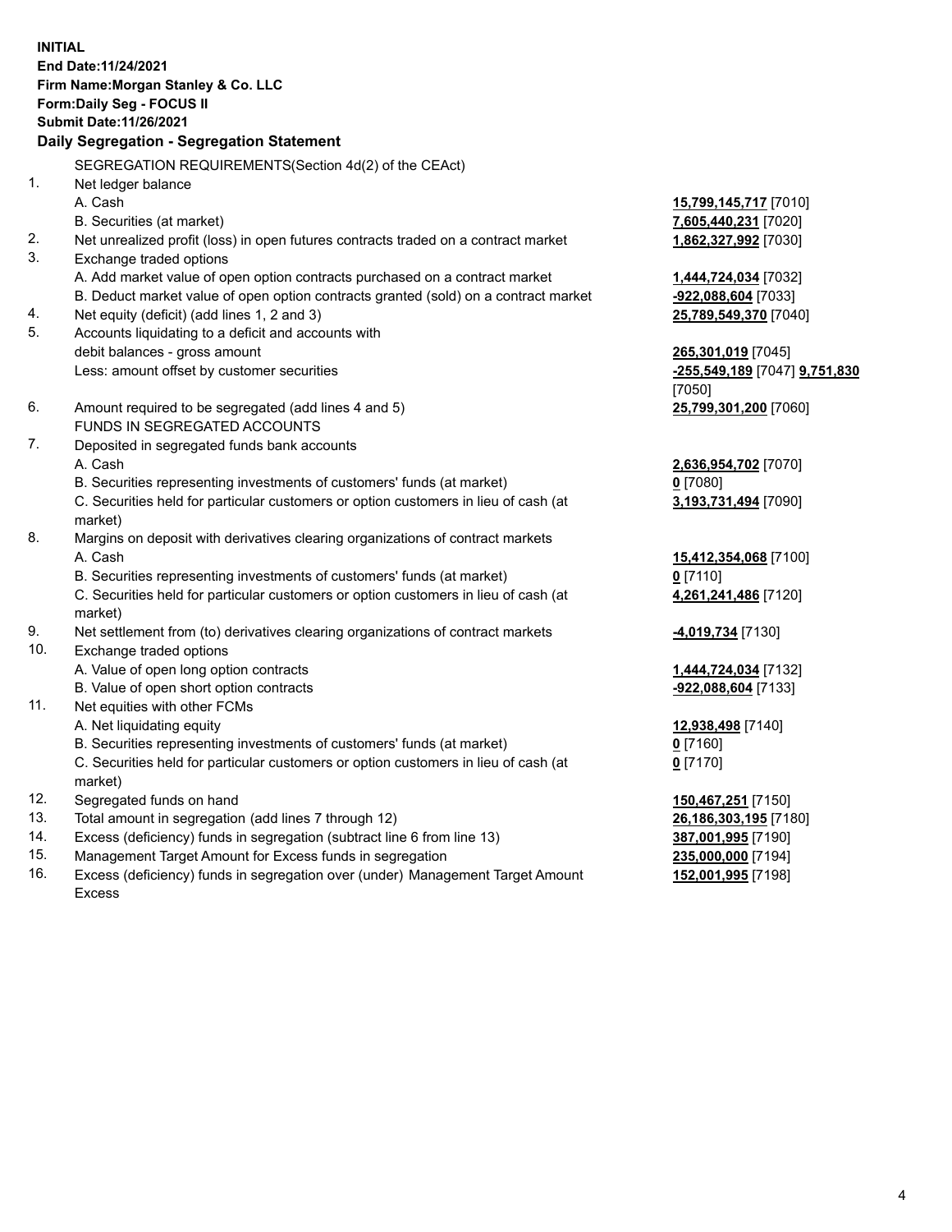**INITIAL**
**End Date:11/24/2021**
**Firm Name:Morgan Stanley & Co. LLC**
**Form:Daily Seg - FOCUS II**
**Submit Date:11/26/2021**

**Daily Segregation - Segregation Statement**

| | | |
|---|---|---|
| | SEGREGATION REQUIREMENTS(Section 4d(2) of the CEAct) | |
| 1. | Net ledger balance | |
| | A. Cash | **15,799,145,717** [7010] |
| | B. Securities (at market) | **7,605,440,231** [7020] |
| 2. | Net unrealized profit (loss) in open futures contracts traded on a contract market | **1,862,327,992** [7030] |
| 3. | Exchange traded options | |
| | A. Add market value of open option contracts purchased on a contract market | **1,444,724,034** [7032] |
| | B. Deduct market value of open option contracts granted (sold) on a contract market | **-922,088,604** [7033] |
| 4. | Net equity (deficit) (add lines 1, 2 and 3) | **25,789,549,370** [7040] |
| 5. | Accounts liquidating to a deficit and accounts with debit balances - gross amount | **265,301,019** [7045] |
| | Less: amount offset by customer securities | **-255,549,189** [7047] **9,751,830** [7050] |
| 6. | Amount required to be segregated (add lines 4 and 5) | **25,799,301,200** [7060] |
| | FUNDS IN SEGREGATED ACCOUNTS | |
| 7. | Deposited in segregated funds bank accounts | |
| | A. Cash | **2,636,954,702** [7070] |
| | B. Securities representing investments of customers' funds (at market) | **0** [7080] |
| | C. Securities held for particular customers or option customers in lieu of cash (at market) | **3,193,731,494** [7090] |
| 8. | Margins on deposit with derivatives clearing organizations of contract markets | |
| | A. Cash | **15,412,354,068** [7100] |
| | B. Securities representing investments of customers' funds (at market) | **0** [7110] |
| | C. Securities held for particular customers or option customers in lieu of cash (at market) | **4,261,241,486** [7120] |
| 9. | Net settlement from (to) derivatives clearing organizations of contract markets | **-4,019,734** [7130] |
| 10. | Exchange traded options | |
| | A. Value of open long option contracts | **1,444,724,034** [7132] |
| | B. Value of open short option contracts | **-922,088,604** [7133] |
| 11. | Net equities with other FCMs | |
| | A. Net liquidating equity | **12,938,498** [7140] |
| | B. Securities representing investments of customers' funds (at market) | **0** [7160] |
| | C. Securities held for particular customers or option customers in lieu of cash (at market) | **0** [7170] |
| 12. | Segregated funds on hand | **150,467,251** [7150] |
| 13. | Total amount in segregation (add lines 7 through 12) | **26,186,303,195** [7180] |
| 14. | Excess (deficiency) funds in segregation (subtract line 6 from line 13) | **387,001,995** [7190] |
| 15. | Management Target Amount for Excess funds in segregation | **235,000,000** [7194] |
| 16. | Excess (deficiency) funds in segregation over (under) Management Target Amount Excess | **152,001,995** [7198] |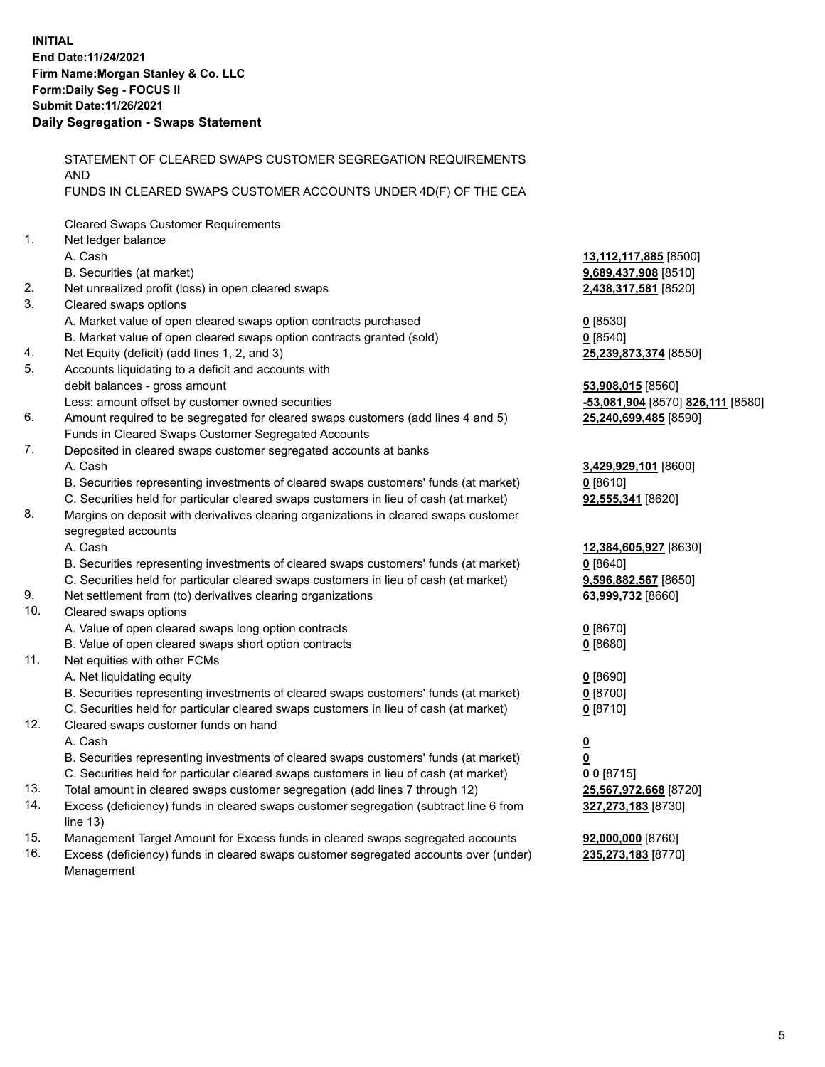**INITIAL**
**End Date:11/24/2021**
**Firm Name:Morgan Stanley & Co. LLC**
**Form:Daily Seg - FOCUS II**
**Submit Date:11/26/2021**
**Daily Segregation - Swaps Statement**

STATEMENT OF CLEARED SWAPS CUSTOMER SEGREGATION REQUIREMENTS AND FUNDS IN CLEARED SWAPS CUSTOMER ACCOUNTS UNDER 4D(F) OF THE CEA

| | | |
|---|---|---|
| | Cleared Swaps Customer Requirements | |
| 1. | Net ledger balance | |
| | A. Cash | **13,112,117,885** [8500] |
| | B. Securities (at market) | **9,689,437,908** [8510] |
| 2. | Net unrealized profit (loss) in open cleared swaps | **2,438,317,581** [8520] |
| 3. | Cleared swaps options | |
| | A. Market value of open cleared swaps option contracts purchased | **0** [8530] |
| | B. Market value of open cleared swaps option contracts granted (sold) | **0** [8540] |
| 4. | Net Equity (deficit) (add lines 1, 2, and 3) | **25,239,873,374** [8550] |
| 5. | Accounts liquidating to a deficit and accounts with debit balances - gross amount | **53,908,015** [8560] |
| | Less: amount offset by customer owned securities | **-53,081,904** [8570] **826,111** [8580] |
| 6. | Amount required to be segregated for cleared swaps customers (add lines 4 and 5) | **25,240,699,485** [8590] |
| | Funds in Cleared Swaps Customer Segregated Accounts | |
| 7. | Deposited in cleared swaps customer segregated accounts at banks | |
| | A. Cash | **3,429,929,101** [8600] |
| | B. Securities representing investments of cleared swaps customers' funds (at market) | **0** [8610] |
| | C. Securities held for particular cleared swaps customers in lieu of cash (at market) | **92,555,341** [8620] |
| 8. | Margins on deposit with derivatives clearing organizations in cleared swaps customer segregated accounts | |
| | A. Cash | **12,384,605,927** [8630] |
| | B. Securities representing investments of cleared swaps customers' funds (at market) | **0** [8640] |
| | C. Securities held for particular cleared swaps customers in lieu of cash (at market) | **9,596,882,567** [8650] |
| 9. | Net settlement from (to) derivatives clearing organizations | **63,999,732** [8660] |
| 10. | Cleared swaps options | |
| | A. Value of open cleared swaps long option contracts | **0** [8670] |
| | B. Value of open cleared swaps short option contracts | **0** [8680] |
| 11. | Net equities with other FCMs | |
| | A. Net liquidating equity | **0** [8690] |
| | B. Securities representing investments of cleared swaps customers' funds (at market) | **0** [8700] |
| | C. Securities held for particular cleared swaps customers in lieu of cash (at market) | **0** [8710] |
| 12. | Cleared swaps customer funds on hand | |
| | A. Cash | **0** |
| | B. Securities representing investments of cleared swaps customers' funds (at market) | **0** |
| | C. Securities held for particular cleared swaps customers in lieu of cash (at market) | **0** **0** [8715] |
| 13. | Total amount in cleared swaps customer segregation (add lines 7 through 12) | **25,567,972,668** [8720] |
| 14. | Excess (deficiency) funds in cleared swaps customer segregation (subtract line 6 from line 13) | **327,273,183** [8730] |
| 15. | Management Target Amount for Excess funds in cleared swaps segregated accounts | **92,000,000** [8760] |
| 16. | Excess (deficiency) funds in cleared swaps customer segregated accounts over (under) Management | **235,273,183** [8770] |